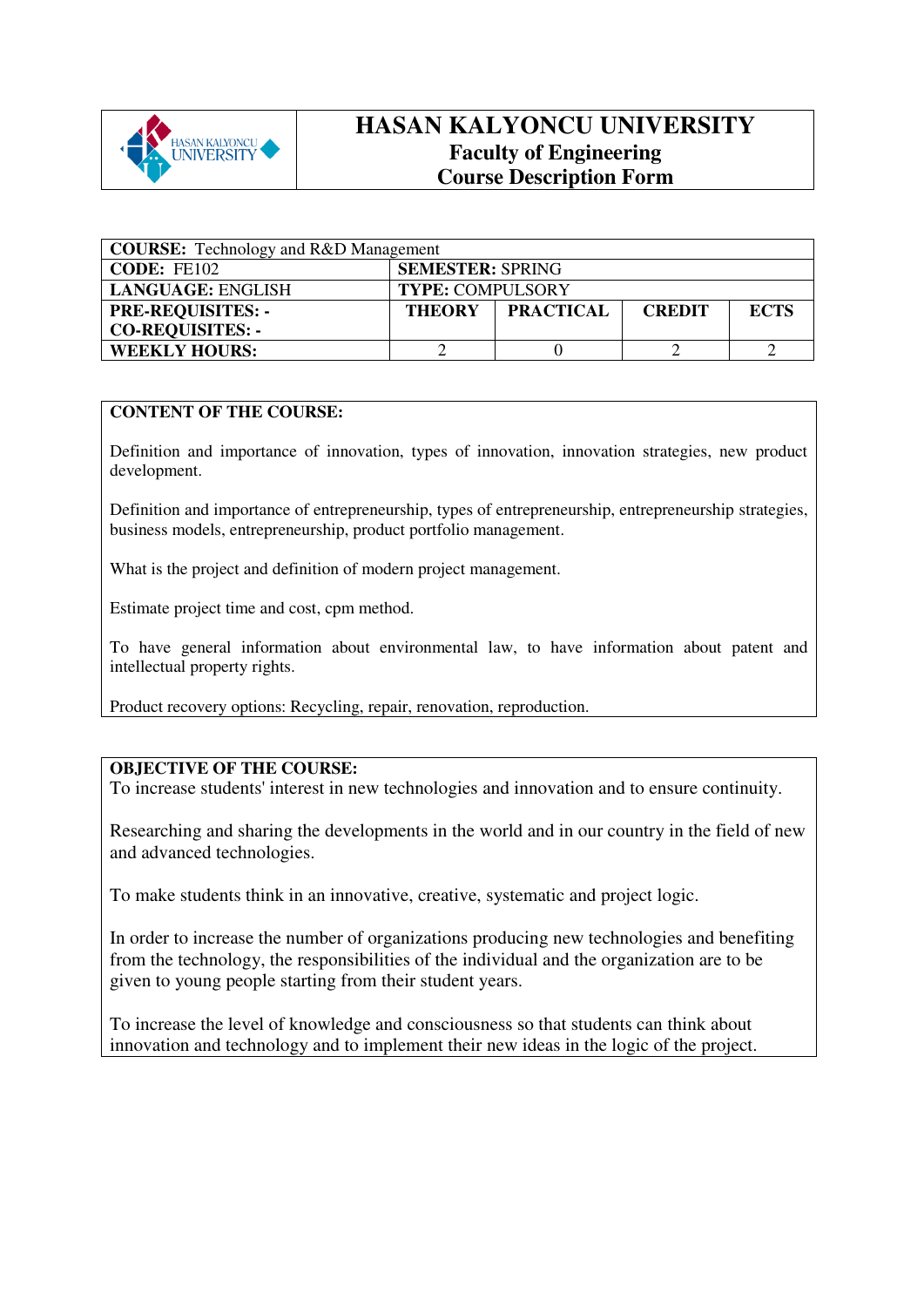# HASAN KALYONCU UNIVERSITY

## Faculty of Engineering

## Course Description Form

| **COURSE:** Technology and R&D Management | | | | |
|---|---|---|---|---|
| **CODE:** FE102 | **SEMESTER:** SPRING | | | |
| **LANGUAGE:** ENGLISH | **TYPE:** COMPULSORY | | | |
| **PRE-REQUISITES:** - <br> **CO-REQUISITES:** - | **THEORY** | **PRACTICAL** | **CREDIT** | **ECTS** |
| **WEEKLY HOURS:** | 2 | 0 | 2 | 2 |

**CONTENT OF THE COURSE:**

Definition and importance of innovation, types of innovation, innovation strategies, new product development.

Definition and importance of entrepreneurship, types of entrepreneurship, entrepreneurship strategies, business models, entrepreneurship, product portfolio management.

What is the project and definition of modern project management.

Estimate project time and cost, cpm method.

To have general information about environmental law, to have information about patent and intellectual property rights.

Product recovery options: Recycling, repair, renovation, reproduction.

**OBJECTIVE OF THE COURSE:**

To increase students' interest in new technologies and innovation and to ensure continuity.

Researching and sharing the developments in the world and in our country in the field of new and advanced technologies.

To make students think in an innovative, creative, systematic and project logic.

In order to increase the number of organizations producing new technologies and benefiting from the technology, the responsibilities of the individual and the organization are to be given to young people starting from their student years.

To increase the level of knowledge and consciousness so that students can think about innovation and technology and to implement their new ideas in the logic of the project.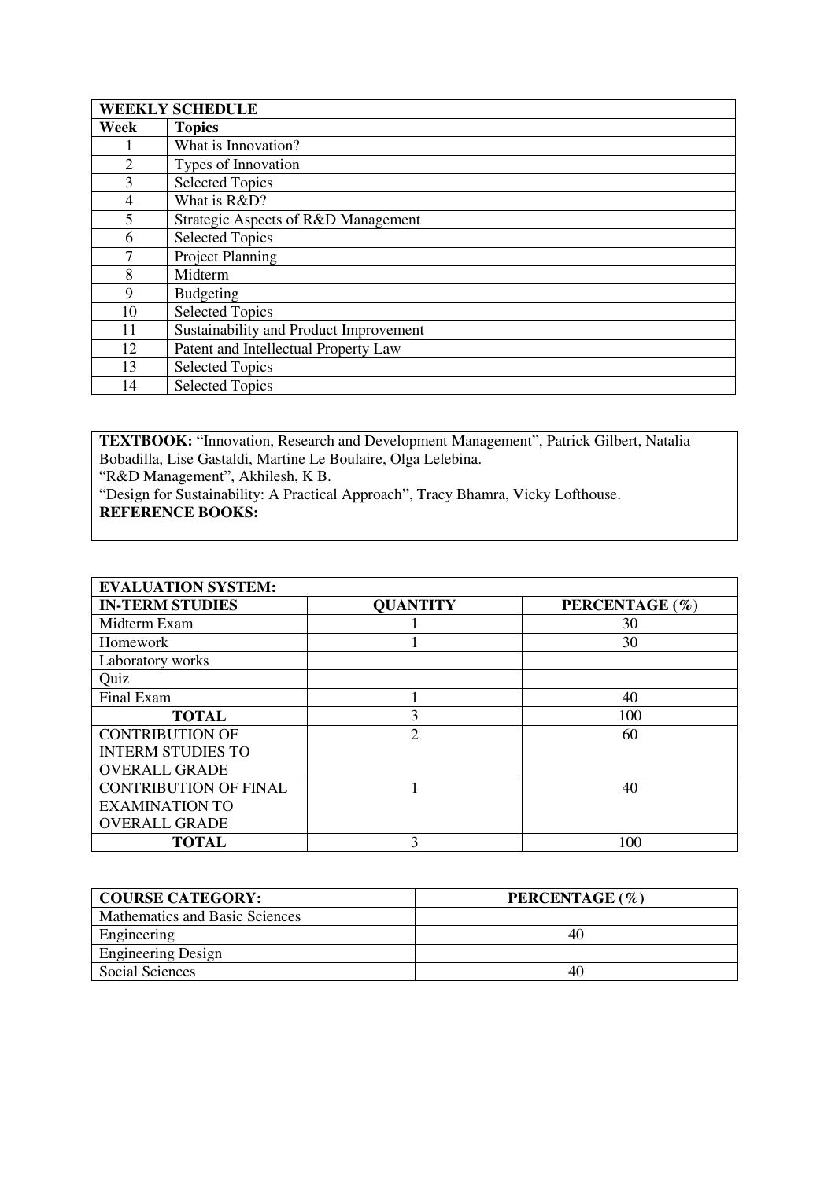| WEEKLY SCHEDULE | |
|---|---|
| **Week** | **Topics** |
| 1 | What is Innovation? |
| 2 | Types of Innovation |
| 3 | Selected Topics |
| 4 | What is R&D? |
| 5 | Strategic Aspects of R&D Management |
| 6 | Selected Topics |
| 7 | Project Planning |
| 8 | Midterm |
| 9 | Budgeting |
| 10 | Selected Topics |
| 11 | Sustainability and Product Improvement |
| 12 | Patent and Intellectual Property Law |
| 13 | Selected Topics |
| 14 | Selected Topics |

**TEXTBOOK:** "Innovation, Research and Development Management", Patrick Gilbert, Natalia Bobadilla, Lise Gastaldi, Martine Le Boulaire, Olga Lelebina.
"R&D Management", Akhilesh, K B.
"Design for Sustainability: A Practical Approach", Tracy Bhamra, Vicky Lofthouse.
**REFERENCE BOOKS:**

| EVALUATION SYSTEM: | | |
|---|---|---|
| **IN-TERM STUDIES** | **QUANTITY** | **PERCENTAGE (%)** |
| Midterm Exam | 1 | 30 |
| Homework | 1 | 30 |
| Laboratory works | | |
| Quiz | | |
| Final Exam | 1 | 40 |
| **TOTAL** | 3 | 100 |
| CONTRIBUTION OF INTERM STUDIES TO OVERALL GRADE | 2 | 60 |
| CONTRIBUTION OF FINAL EXAMINATION TO OVERALL GRADE | 1 | 40 |
| **TOTAL** | 3 | 100 |

| **COURSE CATEGORY:** | **PERCENTAGE (%)** |
|---|---|
| Mathematics and Basic Sciences | |
| Engineering | 40 |
| Engineering Design | |
| Social Sciences | 40 |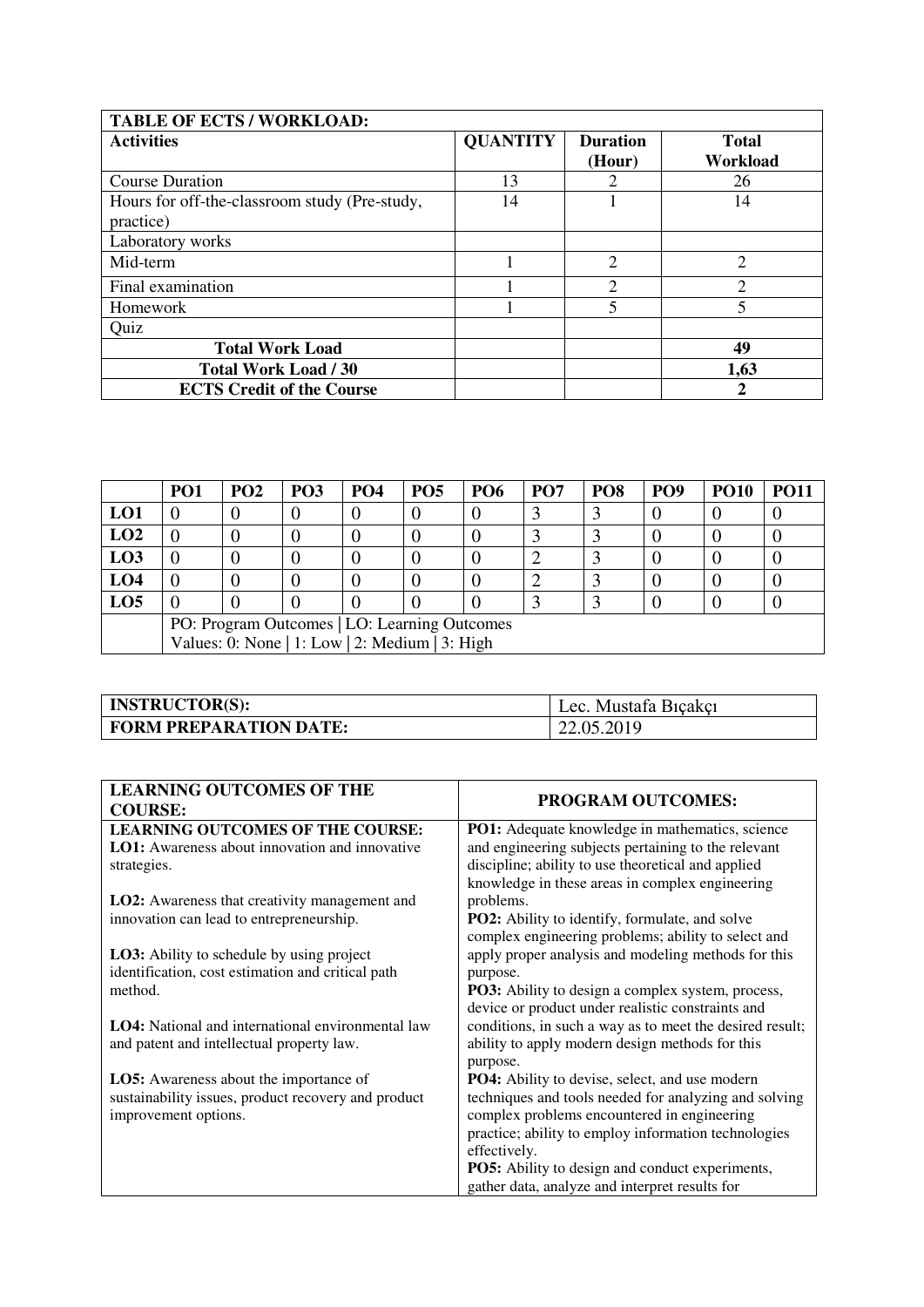| TABLE OF ECTS / WORKLOAD: | | | |
|---|---|---|---|
| **Activities** | **QUANTITY** | **Duration (Hour)** | **Total Workload** |
| Course Duration | 13 | 2 | 26 |
| Hours for off-the-classroom study (Pre-study, practice) | 14 | 1 | 14 |
| Laboratory works | | | |
| Mid-term | 1 | 2 | 2 |
| Final examination | 1 | 2 | 2 |
| Homework | 1 | 5 | 5 |
| Quiz | | | |
| **Total Work Load** | | | **49** |
| **Total Work Load / 30** | | | **1,63** |
| **ECTS Credit of the Course** | | | **2** |

| | PO1 | PO2 | PO3 | PO4 | PO5 | PO6 | PO7 | PO8 | PO9 | PO10 | PO11 |
|---|---|---|---|---|---|---|---|---|---|---|---|
| **LO1** | 0 | 0 | 0 | 0 | 0 | 0 | 3 | 3 | 0 | 0 | 0 |
| **LO2** | 0 | 0 | 0 | 0 | 0 | 0 | 3 | 3 | 0 | 0 | 0 |
| **LO3** | 0 | 0 | 0 | 0 | 0 | 0 | 2 | 3 | 0 | 0 | 0 |
| **LO4** | 0 | 0 | 0 | 0 | 0 | 0 | 2 | 3 | 0 | 0 | 0 |
| **LO5** | 0 | 0 | 0 | 0 | 0 | 0 | 3 | 3 | 0 | 0 | 0 |
| | PO: Program Outcomes \| LO: Learning Outcomes<br>Values: 0: None \| 1: Low \| 2: Medium \| 3: High | | | | | | | | | | |

| | |
|---|---|
| **INSTRUCTOR(S):** | Lec. Mustafa Bıçakçı |
| **FORM PREPARATION DATE:** | 22.05.2019 |

| LEARNING OUTCOMES OF THE COURSE: | PROGRAM OUTCOMES: |
|---|---|
| **LEARNING OUTCOMES OF THE COURSE:**<br>**LO1:** Awareness about innovation and innovative strategies.<br><br>**LO2:** Awareness that creativity management and innovation can lead to entrepreneurship.<br><br>**LO3:** Ability to schedule by using project identification, cost estimation and critical path method.<br><br>**LO4:** National and international environmental law and patent and intellectual property law.<br><br>**LO5:** Awareness about the importance of sustainability issues, product recovery and product improvement options. | **PO1:** Adequate knowledge in mathematics, science and engineering subjects pertaining to the relevant discipline; ability to use theoretical and applied knowledge in these areas in complex engineering problems.<br>**PO2:** Ability to identify, formulate, and solve complex engineering problems; ability to select and apply proper analysis and modeling methods for this purpose.<br>**PO3:** Ability to design a complex system, process, device or product under realistic constraints and conditions, in such a way as to meet the desired result; ability to apply modern design methods for this purpose.<br>**PO4:** Ability to devise, select, and use modern techniques and tools needed for analyzing and solving complex problems encountered in engineering practice; ability to employ information technologies effectively.<br>**PO5:** Ability to design and conduct experiments, gather data, analyze and interpret results for |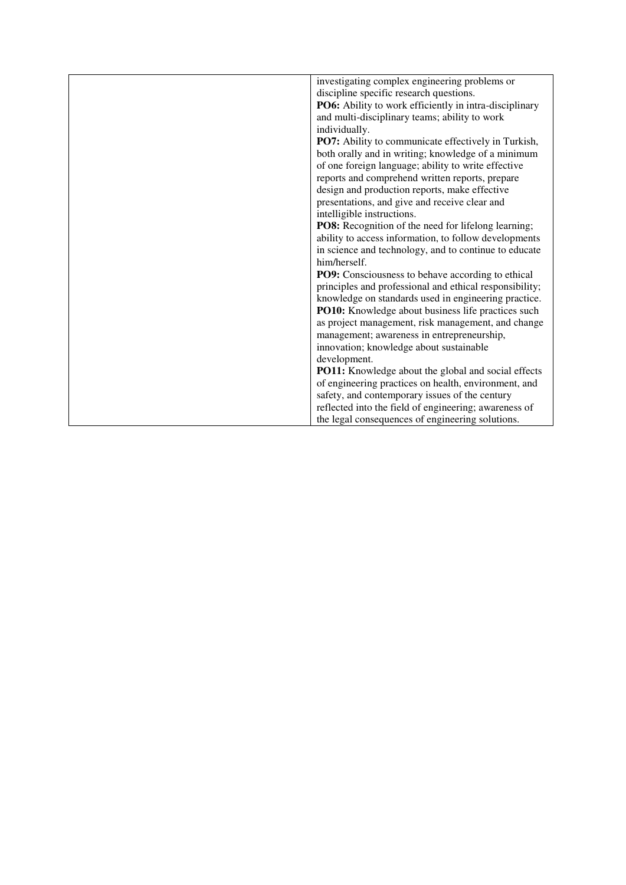| | |
|---|---|
| | investigating complex engineering problems or discipline specific research questions.<br>**PO6:** Ability to work efficiently in intra-disciplinary and multi-disciplinary teams; ability to work individually.<br>**PO7:** Ability to communicate effectively in Turkish, both orally and in writing; knowledge of a minimum of one foreign language; ability to write effective reports and comprehend written reports, prepare design and production reports, make effective presentations, and give and receive clear and intelligible instructions.<br>**PO8:** Recognition of the need for lifelong learning; ability to access information, to follow developments in science and technology, and to continue to educate him/herself.<br>**PO9:** Consciousness to behave according to ethical principles and professional and ethical responsibility; knowledge on standards used in engineering practice.<br>**PO10:** Knowledge about business life practices such as project management, risk management, and change management; awareness in entrepreneurship, innovation; knowledge about sustainable development.<br>**PO11:** Knowledge about the global and social effects of engineering practices on health, environment, and safety, and contemporary issues of the century reflected into the field of engineering; awareness of the legal consequences of engineering solutions. |